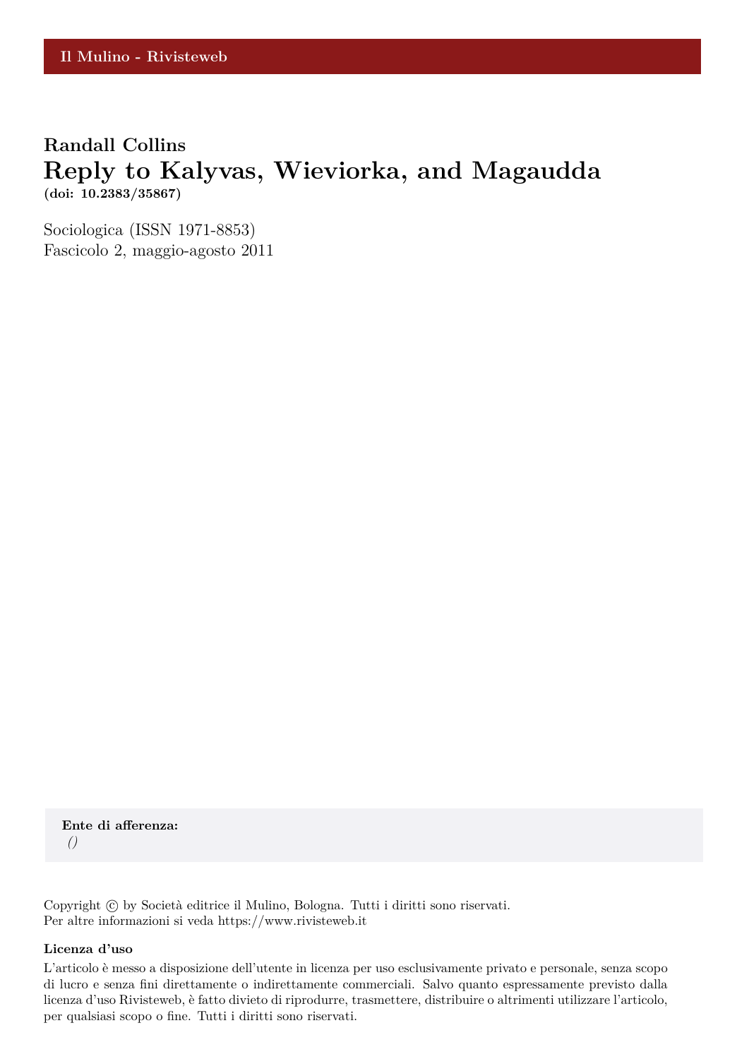Il Mulino - Rivisteweb

**Randall Collins**

# Reply to Kalyvas, Wieviorka, and Magaudda

**(doi: 10.2383/35867)**

Sociologica (ISSN 1971-8853)
Fascicolo 2, maggio-agosto 2011

**Ente di afferenza:**
*()*

Copyright © by Società editrice il Mulino, Bologna. Tutti i diritti sono riservati.
Per altre informazioni si veda https://www.rivisteweb.it

**Licenza d'uso**

L'articolo è messo a disposizione dell'utente in licenza per uso esclusivamente privato e personale, senza scopo di lucro e senza fini direttamente o indirettamente commerciali. Salvo quanto espressamente previsto dalla licenza d'uso Rivisteweb, è fatto divieto di riprodurre, trasmettere, distribuire o altrimenti utilizzare l'articolo, per qualsiasi scopo o fine. Tutti i diritti sono riservati.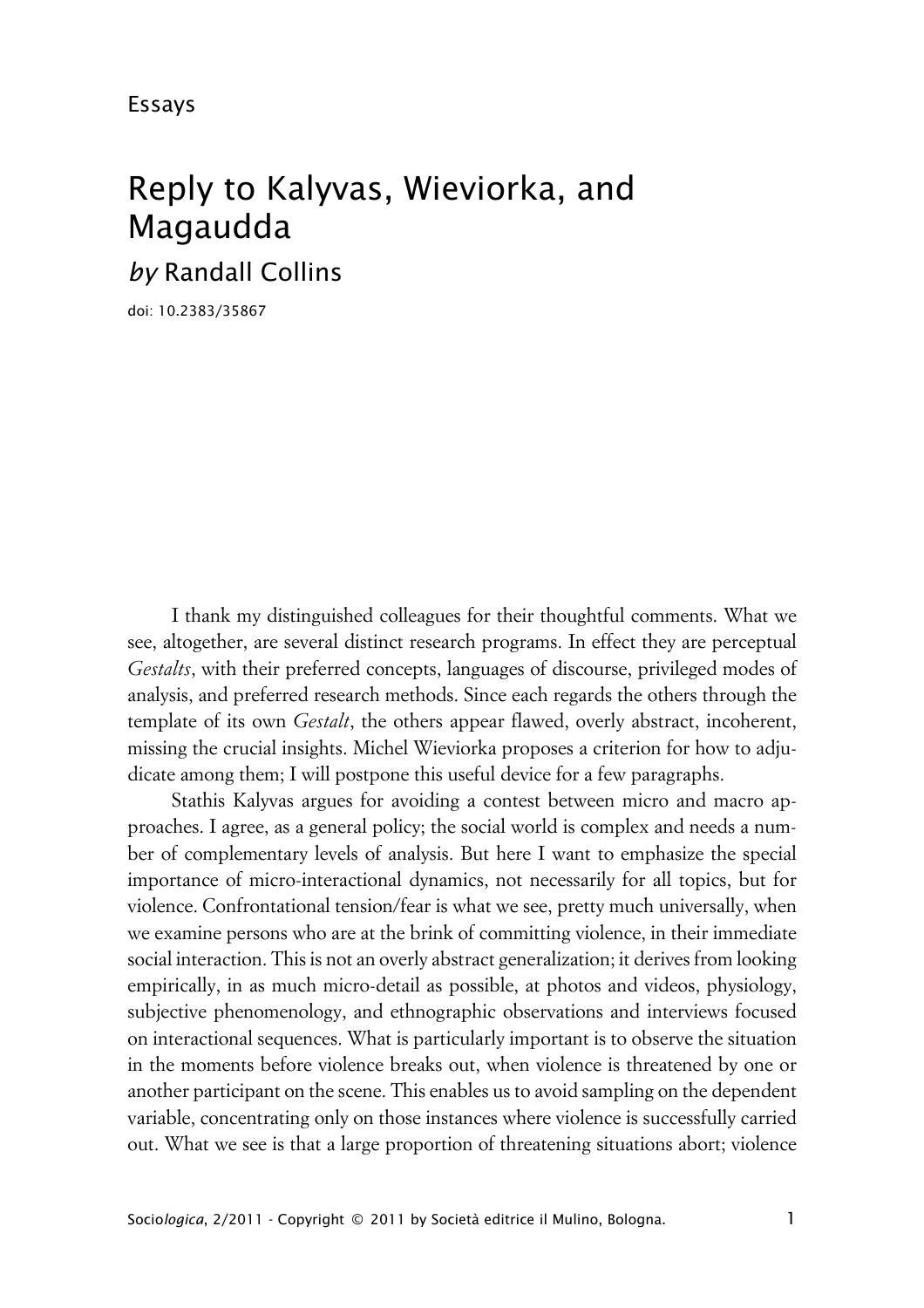Essays

# Reply to Kalyvas, Wieviorka, and Magaudda

*by* Randall Collins

doi: 10.2383/35867

I thank my distinguished colleagues for their thoughtful comments. What we see, altogether, are several distinct research programs. In effect they are perceptual *Gestalts*, with their preferred concepts, languages of discourse, privileged modes of analysis, and preferred research methods. Since each regards the others through the template of its own *Gestalt*, the others appear flawed, overly abstract, incoherent, missing the crucial insights. Michel Wieviorka proposes a criterion for how to adjudicate among them; I will postpone this useful device for a few paragraphs.

Stathis Kalyvas argues for avoiding a contest between micro and macro approaches. I agree, as a general policy; the social world is complex and needs a number of complementary levels of analysis. But here I want to emphasize the special importance of micro-interactional dynamics, not necessarily for all topics, but for violence. Confrontational tension/fear is what we see, pretty much universally, when we examine persons who are at the brink of committing violence, in their immediate social interaction. This is not an overly abstract generalization; it derives from looking empirically, in as much micro-detail as possible, at photos and videos, physiology, subjective phenomenology, and ethnographic observations and interviews focused on interactional sequences. What is particularly important is to observe the situation in the moments before violence breaks out, when violence is threatened by one or another participant on the scene. This enables us to avoid sampling on the dependent variable, concentrating only on those instances where violence is successfully carried out. What we see is that a large proportion of threatening situations abort; violence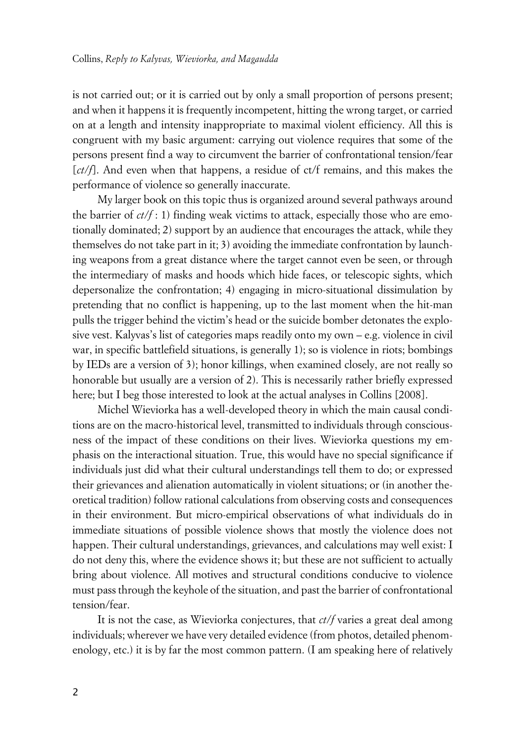is not carried out; or it is carried out by only a small proportion of persons present; and when it happens it is frequently incompetent, hitting the wrong target, or carried on at a length and intensity inappropriate to maximal violent efficiency. All this is congruent with my basic argument: carrying out violence requires that some of the persons present find a way to circumvent the barrier of confrontational tension/fear [*ct/f*]. And even when that happens, a residue of ct/f remains, and this makes the performance of violence so generally inaccurate.

My larger book on this topic thus is organized around several pathways around the barrier of *ct/f* : 1) finding weak victims to attack, especially those who are emotionally dominated; 2) support by an audience that encourages the attack, while they themselves do not take part in it; 3) avoiding the immediate confrontation by launching weapons from a great distance where the target cannot even be seen, or through the intermediary of masks and hoods which hide faces, or telescopic sights, which depersonalize the confrontation; 4) engaging in micro-situational dissimulation by pretending that no conflict is happening, up to the last moment when the hit-man pulls the trigger behind the victim's head or the suicide bomber detonates the explosive vest. Kalyvas's list of categories maps readily onto my own – e.g. violence in civil war, in specific battlefield situations, is generally 1); so is violence in riots; bombings by IEDs are a version of 3); honor killings, when examined closely, are not really so honorable but usually are a version of 2). This is necessarily rather briefly expressed here; but I beg those interested to look at the actual analyses in Collins [2008].

Michel Wieviorka has a well-developed theory in which the main causal conditions are on the macro-historical level, transmitted to individuals through consciousness of the impact of these conditions on their lives. Wieviorka questions my emphasis on the interactional situation. True, this would have no special significance if individuals just did what their cultural understandings tell them to do; or expressed their grievances and alienation automatically in violent situations; or (in another theoretical tradition) follow rational calculations from observing costs and consequences in their environment. But micro-empirical observations of what individuals do in immediate situations of possible violence shows that mostly the violence does not happen. Their cultural understandings, grievances, and calculations may well exist: I do not deny this, where the evidence shows it; but these are not sufficient to actually bring about violence. All motives and structural conditions conducive to violence must pass through the keyhole of the situation, and past the barrier of confrontational tension/fear.

It is not the case, as Wieviorka conjectures, that *ct/f* varies a great deal among individuals; wherever we have very detailed evidence (from photos, detailed phenomenology, etc.) it is by far the most common pattern. (I am speaking here of relatively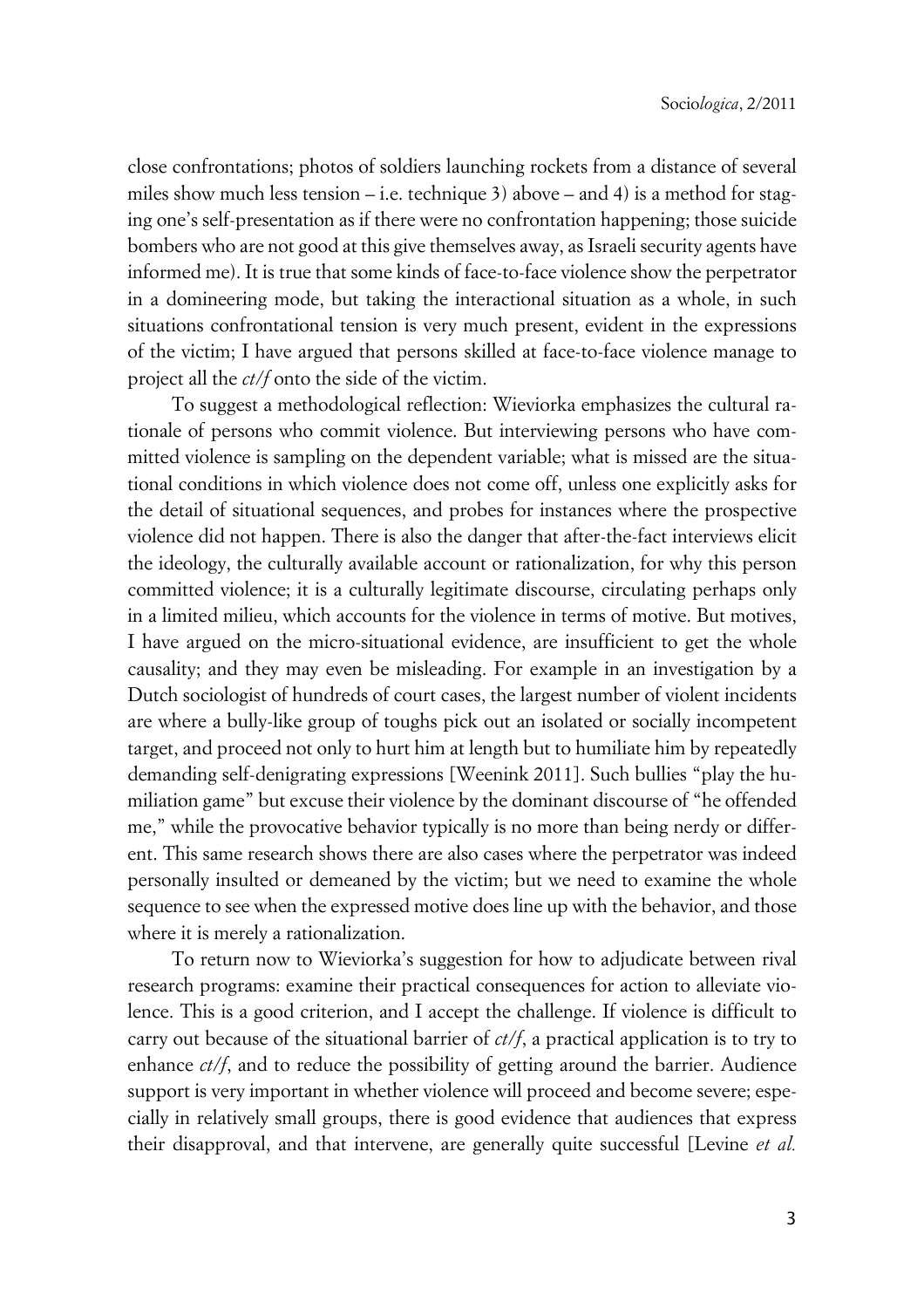close confrontations; photos of soldiers launching rockets from a distance of several miles show much less tension – i.e. technique 3) above – and 4) is a method for staging one's self-presentation as if there were no confrontation happening; those suicide bombers who are not good at this give themselves away, as Israeli security agents have informed me). It is true that some kinds of face-to-face violence show the perpetrator in a domineering mode, but taking the interactional situation as a whole, in such situations confrontational tension is very much present, evident in the expressions of the victim; I have argued that persons skilled at face-to-face violence manage to project all the *ct/f* onto the side of the victim.

To suggest a methodological reflection: Wieviorka emphasizes the cultural rationale of persons who commit violence. But interviewing persons who have committed violence is sampling on the dependent variable; what is missed are the situational conditions in which violence does not come off, unless one explicitly asks for the detail of situational sequences, and probes for instances where the prospective violence did not happen. There is also the danger that after-the-fact interviews elicit the ideology, the culturally available account or rationalization, for why this person committed violence; it is a culturally legitimate discourse, circulating perhaps only in a limited milieu, which accounts for the violence in terms of motive. But motives, I have argued on the micro-situational evidence, are insufficient to get the whole causality; and they may even be misleading. For example in an investigation by a Dutch sociologist of hundreds of court cases, the largest number of violent incidents are where a bully-like group of toughs pick out an isolated or socially incompetent target, and proceed not only to hurt him at length but to humiliate him by repeatedly demanding self-denigrating expressions [Weenink 2011]. Such bullies "play the humiliation game" but excuse their violence by the dominant discourse of "he offended me," while the provocative behavior typically is no more than being nerdy or different. This same research shows there are also cases where the perpetrator was indeed personally insulted or demeaned by the victim; but we need to examine the whole sequence to see when the expressed motive does line up with the behavior, and those where it is merely a rationalization.

To return now to Wieviorka's suggestion for how to adjudicate between rival research programs: examine their practical consequences for action to alleviate violence. This is a good criterion, and I accept the challenge. If violence is difficult to carry out because of the situational barrier of *ct/f*, a practical application is to try to enhance *ct/f*, and to reduce the possibility of getting around the barrier. Audience support is very important in whether violence will proceed and become severe; especially in relatively small groups, there is good evidence that audiences that express their disapproval, and that intervene, are generally quite successful [Levine *et al.*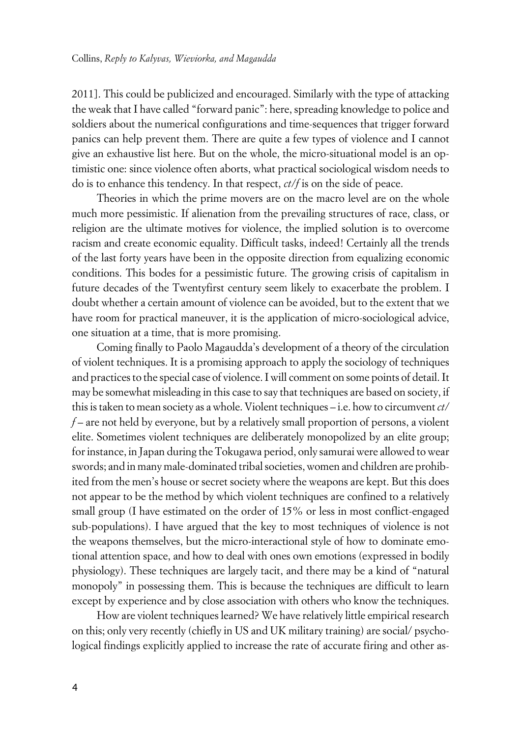2011]. This could be publicized and encouraged. Similarly with the type of attacking the weak that I have called "forward panic": here, spreading knowledge to police and soldiers about the numerical configurations and time-sequences that trigger forward panics can help prevent them. There are quite a few types of violence and I cannot give an exhaustive list here. But on the whole, the micro-situational model is an optimistic one: since violence often aborts, what practical sociological wisdom needs to do is to enhance this tendency. In that respect, *ct/f* is on the side of peace.

Theories in which the prime movers are on the macro level are on the whole much more pessimistic. If alienation from the prevailing structures of race, class, or religion are the ultimate motives for violence, the implied solution is to overcome racism and create economic equality. Difficult tasks, indeed! Certainly all the trends of the last forty years have been in the opposite direction from equalizing economic conditions. This bodes for a pessimistic future. The growing crisis of capitalism in future decades of the Twentyfirst century seem likely to exacerbate the problem. I doubt whether a certain amount of violence can be avoided, but to the extent that we have room for practical maneuver, it is the application of micro-sociological advice, one situation at a time, that is more promising.

Coming finally to Paolo Magaudda's development of a theory of the circulation of violent techniques. It is a promising approach to apply the sociology of techniques and practices to the special case of violence. I will comment on some points of detail. It may be somewhat misleading in this case to say that techniques are based on society, if this is taken to mean society as a whole. Violent techniques – i.e. how to circumvent *ct/f* – are not held by everyone, but by a relatively small proportion of persons, a violent elite. Sometimes violent techniques are deliberately monopolized by an elite group; for instance, in Japan during the Tokugawa period, only samurai were allowed to wear swords; and in many male-dominated tribal societies, women and children are prohibited from the men's house or secret society where the weapons are kept. But this does not appear to be the method by which violent techniques are confined to a relatively small group (I have estimated on the order of 15% or less in most conflict-engaged sub-populations). I have argued that the key to most techniques of violence is not the weapons themselves, but the micro-interactional style of how to dominate emotional attention space, and how to deal with ones own emotions (expressed in bodily physiology). These techniques are largely tacit, and there may be a kind of "natural monopoly" in possessing them. This is because the techniques are difficult to learn except by experience and by close association with others who know the techniques.

How are violent techniques learned? We have relatively little empirical research on this; only very recently (chiefly in US and UK military training) are social/ psychological findings explicitly applied to increase the rate of accurate firing and other as-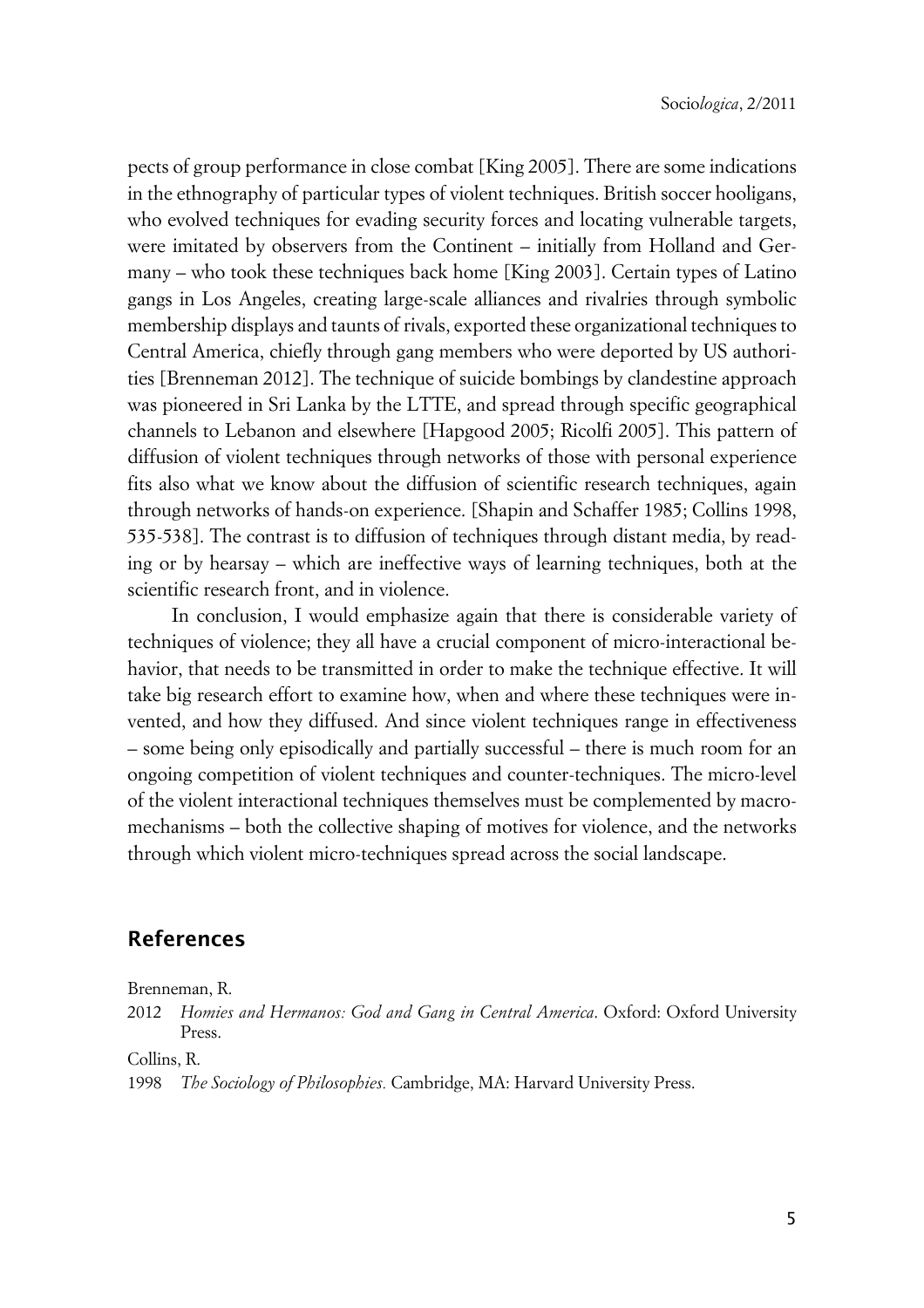pects of group performance in close combat [King 2005]. There are some indications in the ethnography of particular types of violent techniques. British soccer hooligans, who evolved techniques for evading security forces and locating vulnerable targets, were imitated by observers from the Continent – initially from Holland and Germany – who took these techniques back home [King 2003]. Certain types of Latino gangs in Los Angeles, creating large-scale alliances and rivalries through symbolic membership displays and taunts of rivals, exported these organizational techniques to Central America, chiefly through gang members who were deported by US authorities [Brenneman 2012]. The technique of suicide bombings by clandestine approach was pioneered in Sri Lanka by the LTTE, and spread through specific geographical channels to Lebanon and elsewhere [Hapgood 2005; Ricolfi 2005]. This pattern of diffusion of violent techniques through networks of those with personal experience fits also what we know about the diffusion of scientific research techniques, again through networks of hands-on experience. [Shapin and Schaffer 1985; Collins 1998, 535-538]. The contrast is to diffusion of techniques through distant media, by reading or by hearsay – which are ineffective ways of learning techniques, both at the scientific research front, and in violence.

In conclusion, I would emphasize again that there is considerable variety of techniques of violence; they all have a crucial component of micro-interactional behavior, that needs to be transmitted in order to make the technique effective. It will take big research effort to examine how, when and where these techniques were invented, and how they diffused. And since violent techniques range in effectiveness – some being only episodically and partially successful – there is much room for an ongoing competition of violent techniques and counter-techniques. The micro-level of the violent interactional techniques themselves must be complemented by macro-mechanisms – both the collective shaping of motives for violence, and the networks through which violent micro-techniques spread across the social landscape.

## References

Brenneman, R.

2012 *Homies and Hermanos: God and Gang in Central America*. Oxford: Oxford University Press.

Collins, R.

1998 *The Sociology of Philosophies.* Cambridge, MA: Harvard University Press.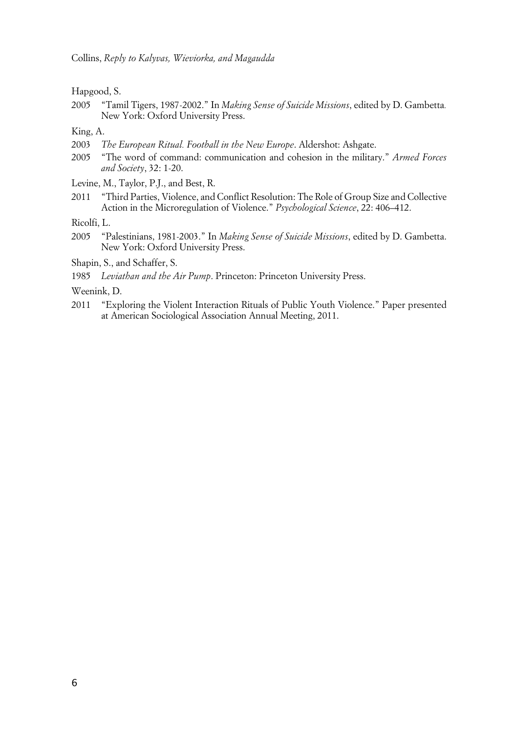Hapgood, S.

2005 "Tamil Tigers, 1987-2002." In *Making Sense of Suicide Missions*, edited by D. Gambetta. New York: Oxford University Press.

King, A.

2003 *The European Ritual. Football in the New Europe*. Aldershot: Ashgate.

2005 "The word of command: communication and cohesion in the military." *Armed Forces and Society*, 32: 1-20.

Levine, M., Taylor, P.J., and Best, R.

2011 "Third Parties, Violence, and Conflict Resolution: The Role of Group Size and Collective Action in the Microregulation of Violence." *Psychological Science*, 22: 406–412.

Ricolfi, L.

2005 "Palestinians, 1981-2003." In *Making Sense of Suicide Missions*, edited by D. Gambetta. New York: Oxford University Press.

Shapin, S., and Schaffer, S.

1985 *Leviathan and the Air Pump*. Princeton: Princeton University Press.

Weenink, D.

2011 "Exploring the Violent Interaction Rituals of Public Youth Violence." Paper presented at American Sociological Association Annual Meeting, 2011.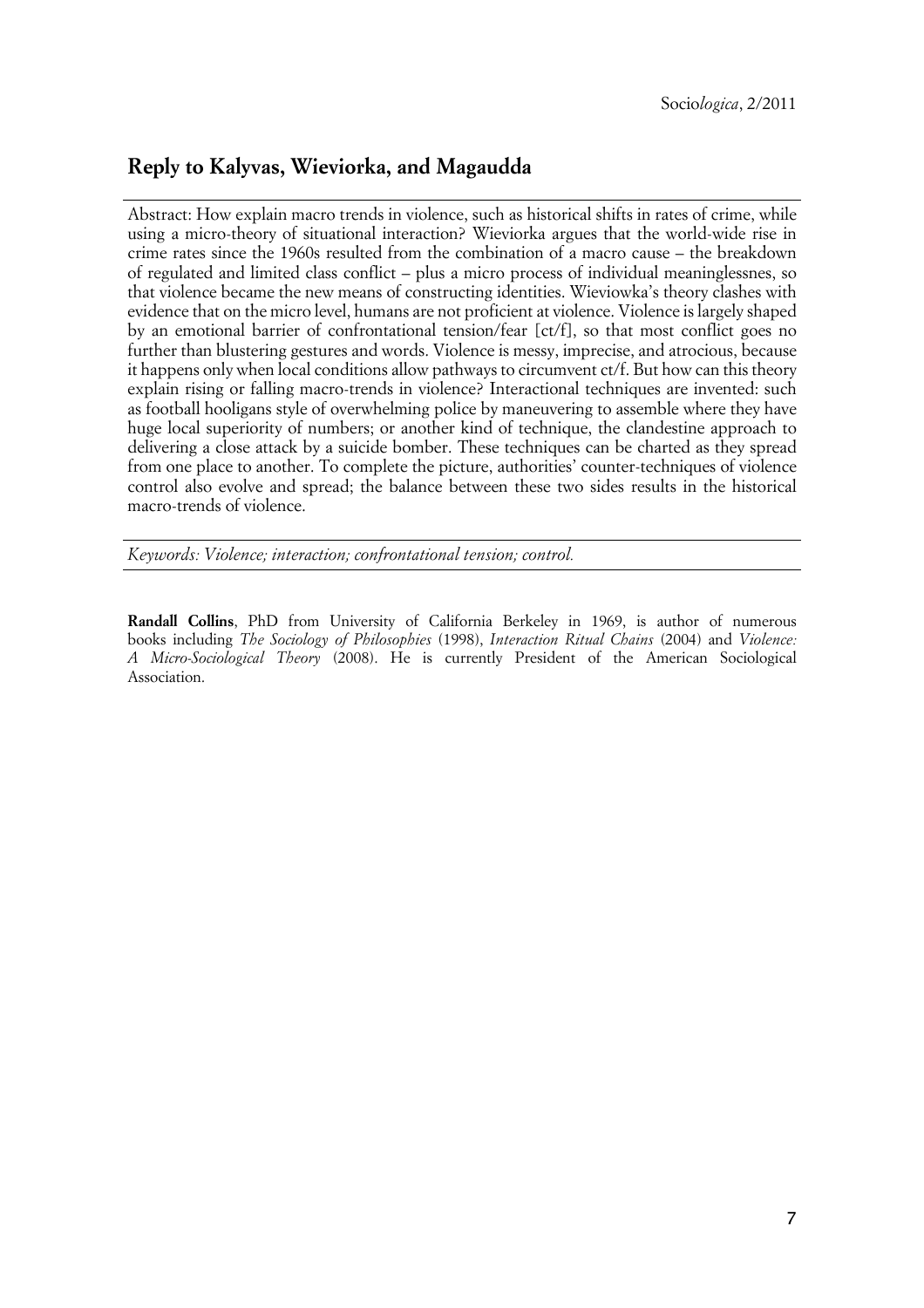## Reply to Kalyvas, Wieviorka, and Magaudda

Abstract: How explain macro trends in violence, such as historical shifts in rates of crime, while using a micro-theory of situational interaction? Wieviorka argues that the world-wide rise in crime rates since the 1960s resulted from the combination of a macro cause – the breakdown of regulated and limited class conflict – plus a micro process of individual meaninglessnes, so that violence became the new means of constructing identities. Wieviowka's theory clashes with evidence that on the micro level, humans are not proficient at violence. Violence is largely shaped by an emotional barrier of confrontational tension/fear [ct/f], so that most conflict goes no further than blustering gestures and words. Violence is messy, imprecise, and atrocious, because it happens only when local conditions allow pathways to circumvent ct/f. But how can this theory explain rising or falling macro-trends in violence? Interactional techniques are invented: such as football hooligans style of overwhelming police by maneuvering to assemble where they have huge local superiority of numbers; or another kind of technique, the clandestine approach to delivering a close attack by a suicide bomber. These techniques can be charted as they spread from one place to another. To complete the picture, authorities' counter-techniques of violence control also evolve and spread; the balance between these two sides results in the historical macro-trends of violence.

*Keywords: Violence; interaction; confrontational tension; control.*

**Randall Collins**, PhD from University of California Berkeley in 1969, is author of numerous books including *The Sociology of Philosophies* (1998), *Interaction Ritual Chains* (2004) and *Violence: A Micro-Sociological Theory* (2008). He is currently President of the American Sociological Association.